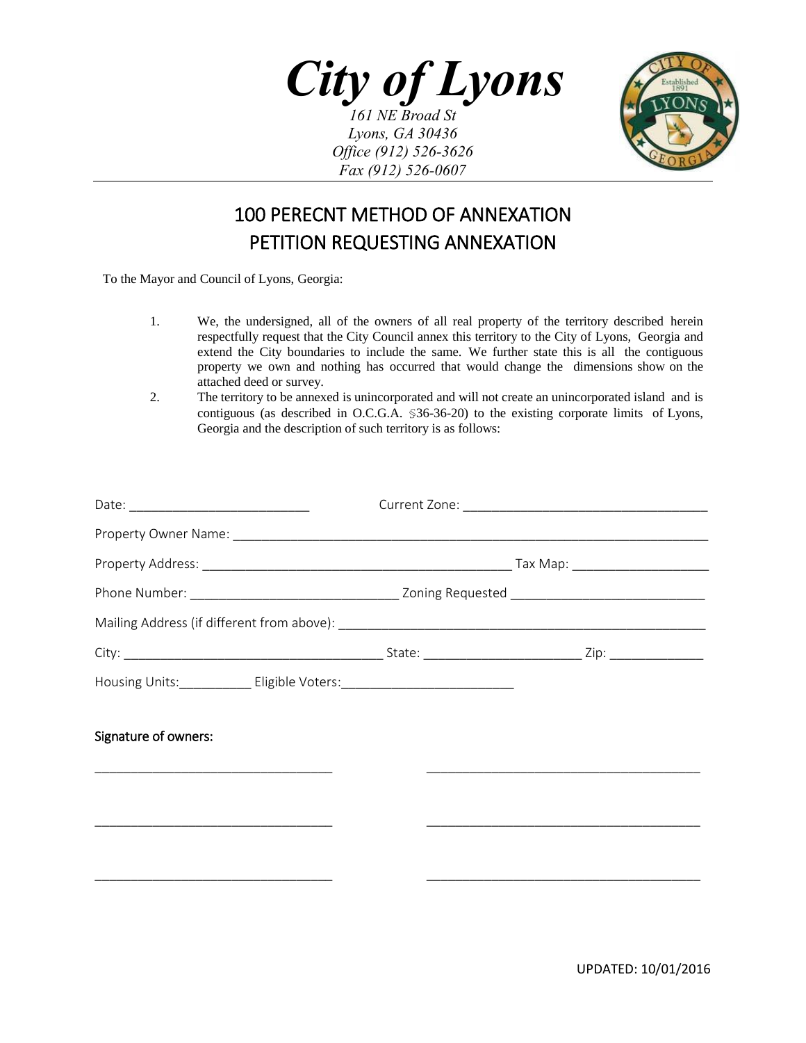# *City of Lyons*

*161 NE Broad St*
*Lyons, GA 30436*
*Office (912) 526-3626*
*Fax (912) 526-0607*

## 100 PERECNT METHOD OF ANNEXATION
## PETITION REQUESTING ANNEXATION

To the Mayor and Council of Lyons, Georgia:

1. We, the undersigned, all of the owners of all real property of the territory described herein respectfully request that the City Council annex this territory to the City of Lyons, Georgia and extend the City boundaries to include the same. We further state this is all the contiguous property we own and nothing has occurred that would change the dimensions show on the attached deed or survey.
2. The territory to be annexed is unincorporated and will not create an unincorporated island and is contiguous (as described in O.C.G.A. §36-36-20) to the existing corporate limits of Lyons, Georgia and the description of such territory is as follows:

Date: __________________________ Current Zone: __________________________________

Property Owner Name: ____________________________________________________________________

Property Address: ____________________________________________ Tax Map: ___________________

Phone Number: _____________________________ Zoning Requested ___________________________

Mailing Address (if different from above): ______________________________________________________

City: ____________________________________ State: ______________________ Zip: _____________

Housing Units:__________ Eligible Voters:________________________

**Signature of owners:**

_________________________________ _______________________________________

_________________________________ _______________________________________

_________________________________ _______________________________________

UPDATED: 10/01/2016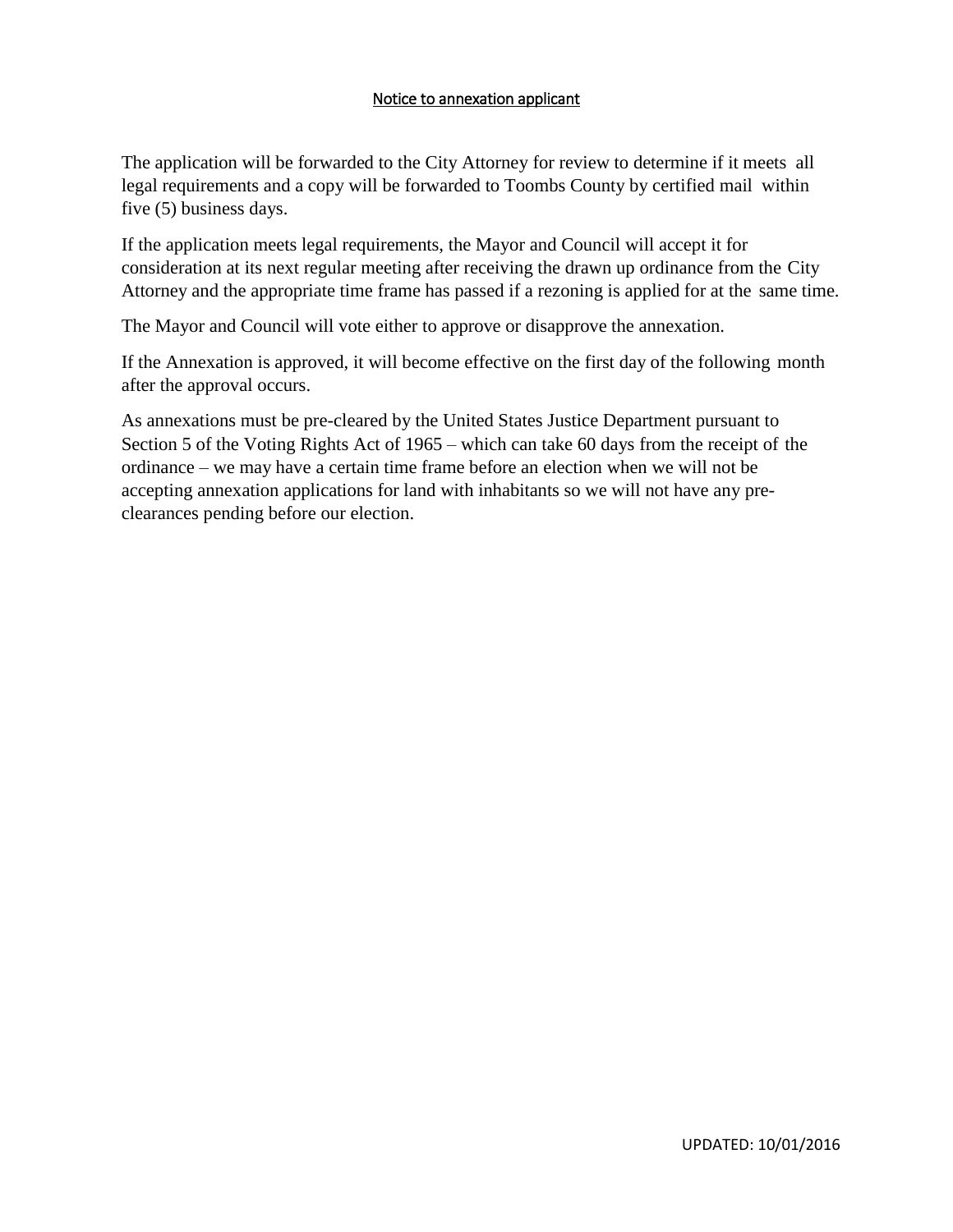## Notice to annexation applicant

The application will be forwarded to the City Attorney for review to determine if it meets all legal requirements and a copy will be forwarded to Toombs County by certified mail within five (5) business days.

If the application meets legal requirements, the Mayor and Council will accept it for consideration at its next regular meeting after receiving the drawn up ordinance from the City Attorney and the appropriate time frame has passed if a rezoning is applied for at the same time.

The Mayor and Council will vote either to approve or disapprove the annexation.

If the Annexation is approved, it will become effective on the first day of the following month after the approval occurs.

As annexations must be pre-cleared by the United States Justice Department pursuant to Section 5 of the Voting Rights Act of 1965 – which can take 60 days from the receipt of the ordinance – we may have a certain time frame before an election when we will not be accepting annexation applications for land with inhabitants so we will not have any pre-clearances pending before our election.

UPDATED: 10/01/2016